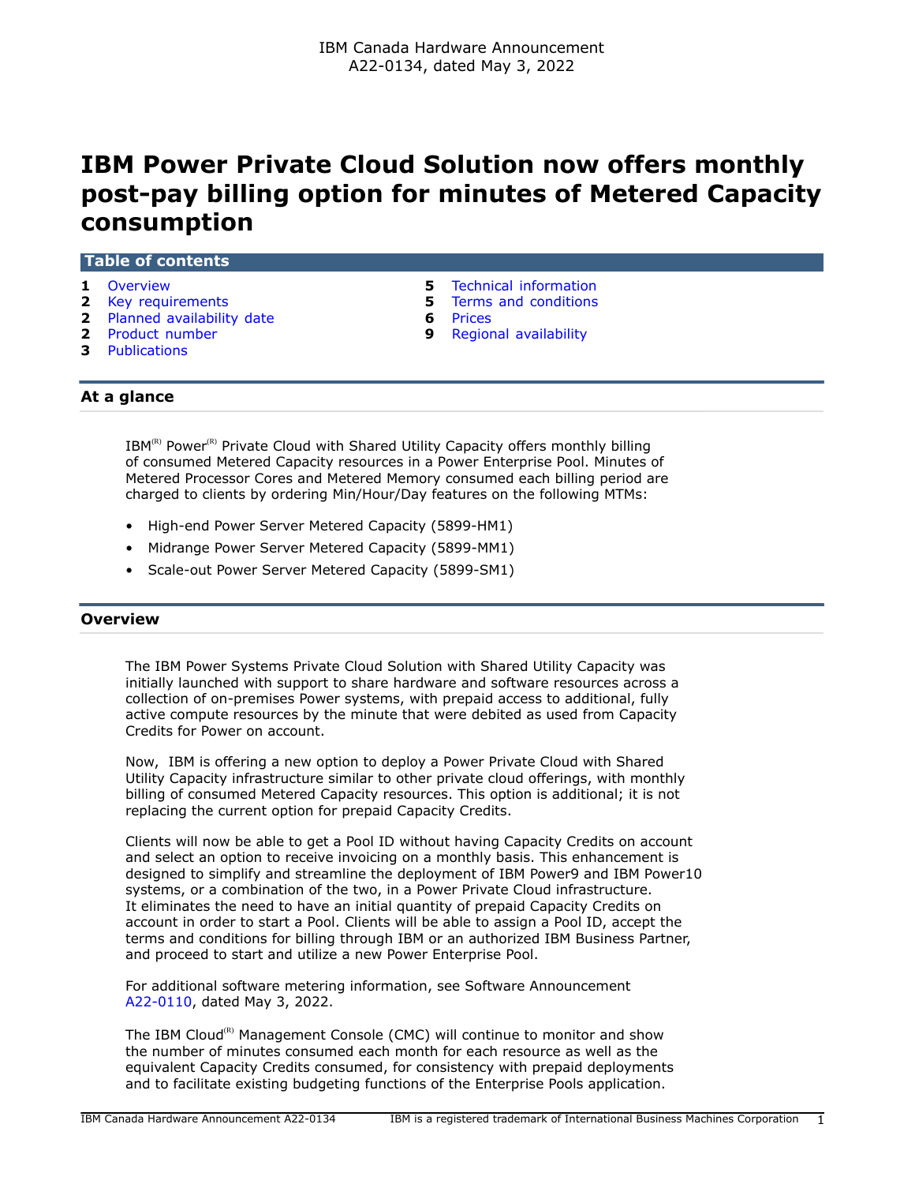IBM Canada Hardware Announcement
A22-0134, dated May 3, 2022

# IBM Power Private Cloud Solution now offers monthly post-pay billing option for minutes of Metered Capacity consumption

## Table of contents

- 1 Overview
- 2 Key requirements
- 2 Planned availability date
- 2 Product number
- 3 Publications
- 5 Technical information
- 5 Terms and conditions
- 6 Prices
- 9 Regional availability

## At a glance

IBM(R) Power(R) Private Cloud with Shared Utility Capacity offers monthly billing of consumed Metered Capacity resources in a Power Enterprise Pool. Minutes of Metered Processor Cores and Metered Memory consumed each billing period are charged to clients by ordering Min/Hour/Day features on the following MTMs:

- High-end Power Server Metered Capacity (5899-HM1)
- Midrange Power Server Metered Capacity (5899-MM1)
- Scale-out Power Server Metered Capacity (5899-SM1)

## Overview

The IBM Power Systems Private Cloud Solution with Shared Utility Capacity was initially launched with support to share hardware and software resources across a collection of on-premises Power systems, with prepaid access to additional, fully active compute resources by the minute that were debited as used from Capacity Credits for Power on account.

Now, IBM is offering a new option to deploy a Power Private Cloud with Shared Utility Capacity infrastructure similar to other private cloud offerings, with monthly billing of consumed Metered Capacity resources. This option is additional; it is not replacing the current option for prepaid Capacity Credits.

Clients will now be able to get a Pool ID without having Capacity Credits on account and select an option to receive invoicing on a monthly basis. This enhancement is designed to simplify and streamline the deployment of IBM Power9 and IBM Power10 systems, or a combination of the two, in a Power Private Cloud infrastructure. It eliminates the need to have an initial quantity of prepaid Capacity Credits on account in order to start a Pool. Clients will be able to assign a Pool ID, accept the terms and conditions for billing through IBM or an authorized IBM Business Partner, and proceed to start and utilize a new Power Enterprise Pool.

For additional software metering information, see Software Announcement A22-0110, dated May 3, 2022.

The IBM Cloud(R) Management Console (CMC) will continue to monitor and show the number of minutes consumed each month for each resource as well as the equivalent Capacity Credits consumed, for consistency with prepaid deployments and to facilitate existing budgeting functions of the Enterprise Pools application.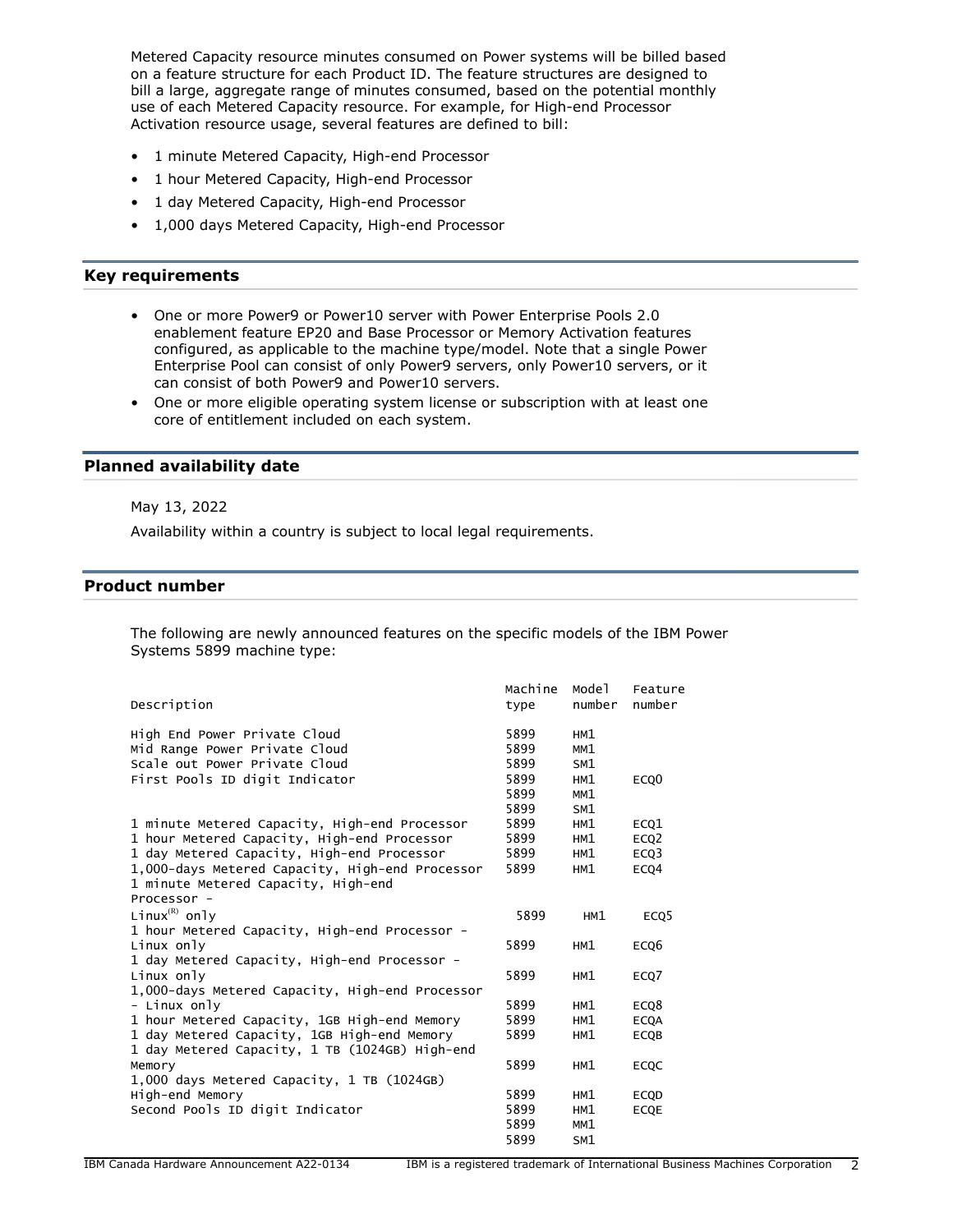Metered Capacity resource minutes consumed on Power systems will be billed based on a feature structure for each Product ID. The feature structures are designed to bill a large, aggregate range of minutes consumed, based on the potential monthly use of each Metered Capacity resource. For example, for High-end Processor Activation resource usage, several features are defined to bill:

- 1 minute Metered Capacity, High-end Processor
- 1 hour Metered Capacity, High-end Processor
- 1 day Metered Capacity, High-end Processor
- 1,000 days Metered Capacity, High-end Processor

## Key requirements

- One or more Power9 or Power10 server with Power Enterprise Pools 2.0 enablement feature EP20 and Base Processor or Memory Activation features configured, as applicable to the machine type/model. Note that a single Power Enterprise Pool can consist of only Power9 servers, only Power10 servers, or it can consist of both Power9 and Power10 servers.
- One or more eligible operating system license or subscription with at least one core of entitlement included on each system.

## Planned availability date

May 13, 2022

Availability within a country is subject to local legal requirements.

## Product number

The following are newly announced features on the specific models of the IBM Power Systems 5899 machine type:

| Description | Machine type | Model number | Feature number |
|---|---|---|---|
| High End Power Private Cloud | 5899 | HM1 | |
| Mid Range Power Private Cloud | 5899 | MM1 | |
| Scale out Power Private Cloud | 5899 | SM1 | |
| First Pools ID digit Indicator | 5899 | HM1 | ECQ0 |
| | 5899 | MM1 | |
| | 5899 | SM1 | |
| 1 minute Metered Capacity, High-end Processor | 5899 | HM1 | ECQ1 |
| 1 hour Metered Capacity, High-end Processor | 5899 | HM1 | ECQ2 |
| 1 day Metered Capacity, High-end Processor | 5899 | HM1 | ECQ3 |
| 1,000-days Metered Capacity, High-end Processor | 5899 | HM1 | ECQ4 |
| 1 minute Metered Capacity, High-end Processor - Linux(R) only | 5899 | HM1 | ECQ5 |
| 1 hour Metered Capacity, High-end Processor - Linux only | 5899 | HM1 | ECQ6 |
| 1 day Metered Capacity, High-end Processor - Linux only | 5899 | HM1 | ECQ7 |
| 1,000-days Metered Capacity, High-end Processor - Linux only | 5899 | HM1 | ECQ8 |
| 1 hour Metered Capacity, 1GB High-end Memory | 5899 | HM1 | ECQA |
| 1 day Metered Capacity, 1GB High-end Memory | 5899 | HM1 | ECQB |
| 1 day Metered Capacity, 1 TB (1024GB) High-end Memory | 5899 | HM1 | ECQC |
| 1,000 days Metered Capacity, 1 TB (1024GB) High-end Memory | 5899 | HM1 | ECQD |
| Second Pools ID digit Indicator | 5899 | HM1 | ECQE |
| | 5899 | MM1 | |
| | 5899 | SM1 | |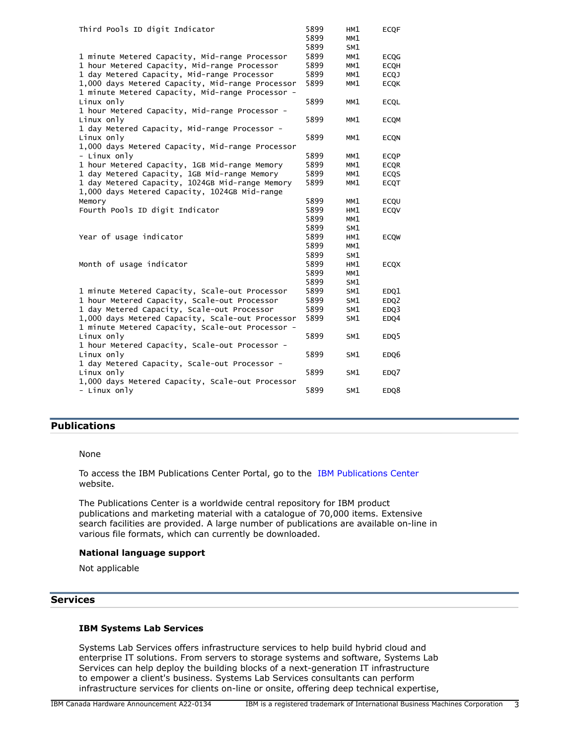| | | | |
|---|---|---|---|
| Third Pools ID digit Indicator | 5899 | HM1 | ECQF |
| | 5899 | MM1 | |
| | 5899 | SM1 | |
| 1 minute Metered Capacity, Mid-range Processor | 5899 | MM1 | ECQG |
| 1 hour Metered Capacity, Mid-range Processor | 5899 | MM1 | ECQH |
| 1 day Metered Capacity, Mid-range Processor | 5899 | MM1 | ECQJ |
| 1,000 days Metered Capacity, Mid-range Processor | 5899 | MM1 | ECQK |
| 1 minute Metered Capacity, Mid-range Processor - Linux only | 5899 | MM1 | ECQL |
| 1 hour Metered Capacity, Mid-range Processor - Linux only | 5899 | MM1 | ECQM |
| 1 day Metered Capacity, Mid-range Processor - Linux only | 5899 | MM1 | ECQN |
| 1,000 days Metered Capacity, Mid-range Processor - Linux only | 5899 | MM1 | ECQP |
| 1 hour Metered Capacity, 1GB Mid-range Memory | 5899 | MM1 | ECQR |
| 1 day Metered Capacity, 1GB Mid-range Memory | 5899 | MM1 | ECQS |
| 1 day Metered Capacity, 1024GB Mid-range Memory | 5899 | MM1 | ECQT |
| 1,000 days Metered Capacity, 1024GB Mid-range Memory | 5899 | MM1 | ECQU |
| Fourth Pools ID digit Indicator | 5899 | HM1 | ECQV |
| | 5899 | MM1 | |
| | 5899 | SM1 | |
| Year of usage indicator | 5899 | HM1 | ECQW |
| | 5899 | MM1 | |
| | 5899 | SM1 | |
| Month of usage indicator | 5899 | HM1 | ECQX |
| | 5899 | MM1 | |
| | 5899 | SM1 | |
| 1 minute Metered Capacity, Scale-out Processor | 5899 | SM1 | EDQ1 |
| 1 hour Metered Capacity, Scale-out Processor | 5899 | SM1 | EDQ2 |
| 1 day Metered Capacity, Scale-out Processor | 5899 | SM1 | EDQ3 |
| 1,000 days Metered Capacity, Scale-out Processor | 5899 | SM1 | EDQ4 |
| 1 minute Metered Capacity, Scale-out Processor - Linux only | 5899 | SM1 | EDQ5 |
| 1 hour Metered Capacity, Scale-out Processor - Linux only | 5899 | SM1 | EDQ6 |
| 1 day Metered Capacity, Scale-out Processor - Linux only | 5899 | SM1 | EDQ7 |
| 1,000 days Metered Capacity, Scale-out Processor - Linux only | 5899 | SM1 | EDQ8 |

## Publications

None

To access the IBM Publications Center Portal, go to the IBM Publications Center website.

The Publications Center is a worldwide central repository for IBM product publications and marketing material with a catalogue of 70,000 items. Extensive search facilities are provided. A large number of publications are available on-line in various file formats, which can currently be downloaded.

### National language support

Not applicable

## Services

### IBM Systems Lab Services

Systems Lab Services offers infrastructure services to help build hybrid cloud and enterprise IT solutions. From servers to storage systems and software, Systems Lab Services can help deploy the building blocks of a next-generation IT infrastructure to empower a client's business. Systems Lab Services consultants can perform infrastructure services for clients on-line or onsite, offering deep technical expertise,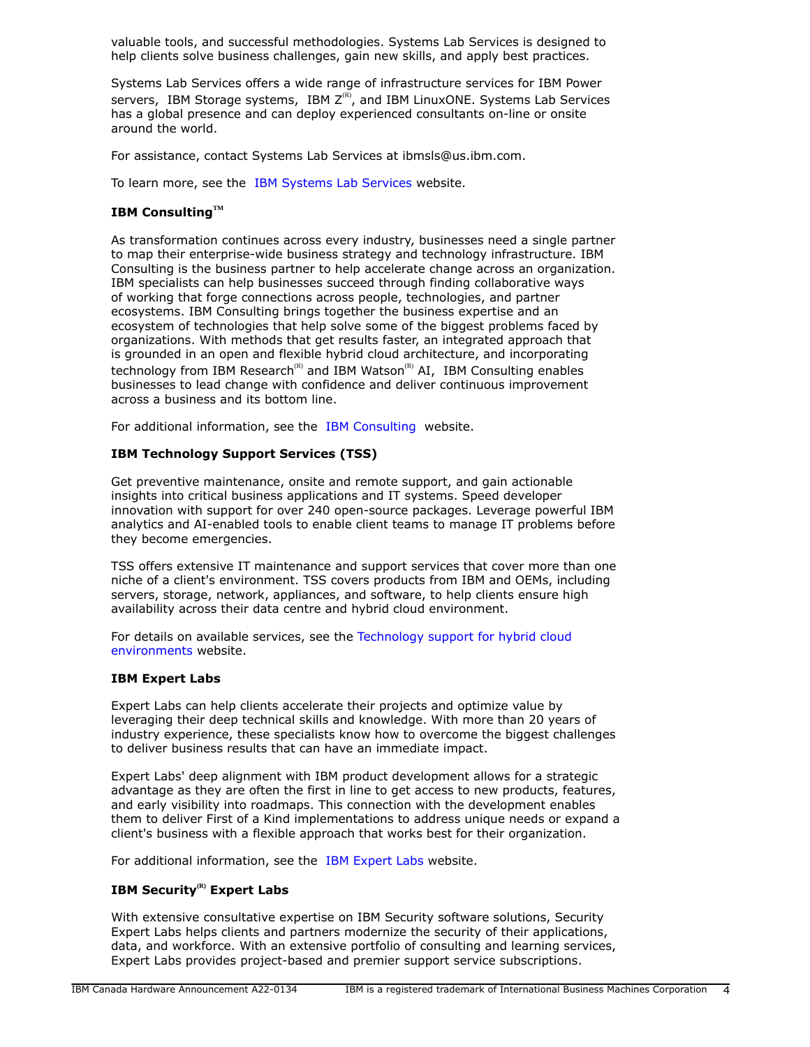valuable tools, and successful methodologies. Systems Lab Services is designed to help clients solve business challenges, gain new skills, and apply best practices.

Systems Lab Services offers a wide range of infrastructure services for IBM Power servers, IBM Storage systems, IBM Z(R), and IBM LinuxONE. Systems Lab Services has a global presence and can deploy experienced consultants on-line or onsite around the world.

For assistance, contact Systems Lab Services at ibmsls@us.ibm.com.

To learn more, see the IBM Systems Lab Services website.

### IBM Consulting™

As transformation continues across every industry, businesses need a single partner to map their enterprise-wide business strategy and technology infrastructure. IBM Consulting is the business partner to help accelerate change across an organization. IBM specialists can help businesses succeed through finding collaborative ways of working that forge connections across people, technologies, and partner ecosystems. IBM Consulting brings together the business expertise and an ecosystem of technologies that help solve some of the biggest problems faced by organizations. With methods that get results faster, an integrated approach that is grounded in an open and flexible hybrid cloud architecture, and incorporating technology from IBM Research(R) and IBM Watson(R) AI, IBM Consulting enables businesses to lead change with confidence and deliver continuous improvement across a business and its bottom line.

For additional information, see the IBM Consulting website.

### IBM Technology Support Services (TSS)

Get preventive maintenance, onsite and remote support, and gain actionable insights into critical business applications and IT systems. Speed developer innovation with support for over 240 open-source packages. Leverage powerful IBM analytics and AI-enabled tools to enable client teams to manage IT problems before they become emergencies.

TSS offers extensive IT maintenance and support services that cover more than one niche of a client's environment. TSS covers products from IBM and OEMs, including servers, storage, network, appliances, and software, to help clients ensure high availability across their data centre and hybrid cloud environment.

For details on available services, see the Technology support for hybrid cloud environments website.

### IBM Expert Labs

Expert Labs can help clients accelerate their projects and optimize value by leveraging their deep technical skills and knowledge. With more than 20 years of industry experience, these specialists know how to overcome the biggest challenges to deliver business results that can have an immediate impact.

Expert Labs' deep alignment with IBM product development allows for a strategic advantage as they are often the first in line to get access to new products, features, and early visibility into roadmaps. This connection with the development enables them to deliver First of a Kind implementations to address unique needs or expand a client's business with a flexible approach that works best for their organization.

For additional information, see the IBM Expert Labs website.

### IBM Security(R) Expert Labs

With extensive consultative expertise on IBM Security software solutions, Security Expert Labs helps clients and partners modernize the security of their applications, data, and workforce. With an extensive portfolio of consulting and learning services, Expert Labs provides project-based and premier support service subscriptions.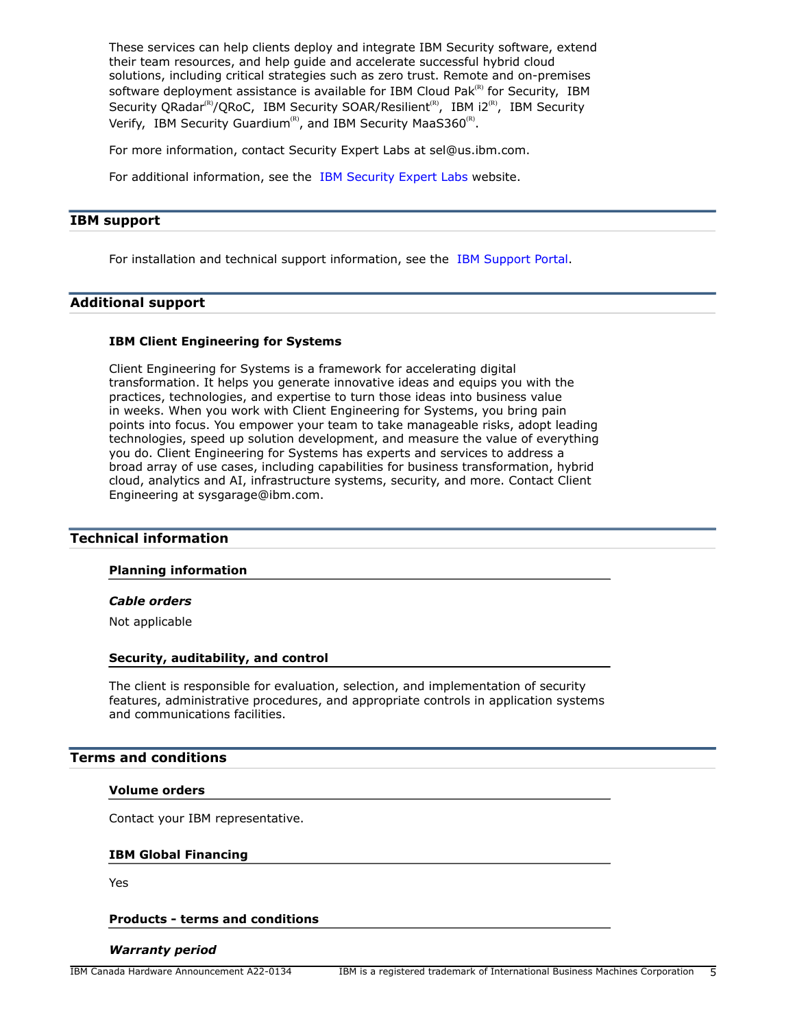These services can help clients deploy and integrate IBM Security software, extend their team resources, and help guide and accelerate successful hybrid cloud solutions, including critical strategies such as zero trust. Remote and on-premises software deployment assistance is available for IBM Cloud Pak(R) for Security, IBM Security QRadar(R)/QRoC, IBM Security SOAR/Resilient(R), IBM i2(R), IBM Security Verify, IBM Security Guardium(R), and IBM Security MaaS360(R).

For more information, contact Security Expert Labs at sel@us.ibm.com.

For additional information, see the IBM Security Expert Labs website.

## IBM support

For installation and technical support information, see the IBM Support Portal.

## Additional support

### IBM Client Engineering for Systems

Client Engineering for Systems is a framework for accelerating digital transformation. It helps you generate innovative ideas and equips you with the practices, technologies, and expertise to turn those ideas into business value in weeks. When you work with Client Engineering for Systems, you bring pain points into focus. You empower your team to take manageable risks, adopt leading technologies, speed up solution development, and measure the value of everything you do. Client Engineering for Systems has experts and services to address a broad array of use cases, including capabilities for business transformation, hybrid cloud, analytics and AI, infrastructure systems, security, and more. Contact Client Engineering at sysgarage@ibm.com.

## Technical information

### Planning information

#### *Cable orders*

Not applicable

### Security, auditability, and control

The client is responsible for evaluation, selection, and implementation of security features, administrative procedures, and appropriate controls in application systems and communications facilities.

## Terms and conditions

### Volume orders

Contact your IBM representative.

### IBM Global Financing

Yes

### Products - terms and conditions

#### *Warranty period*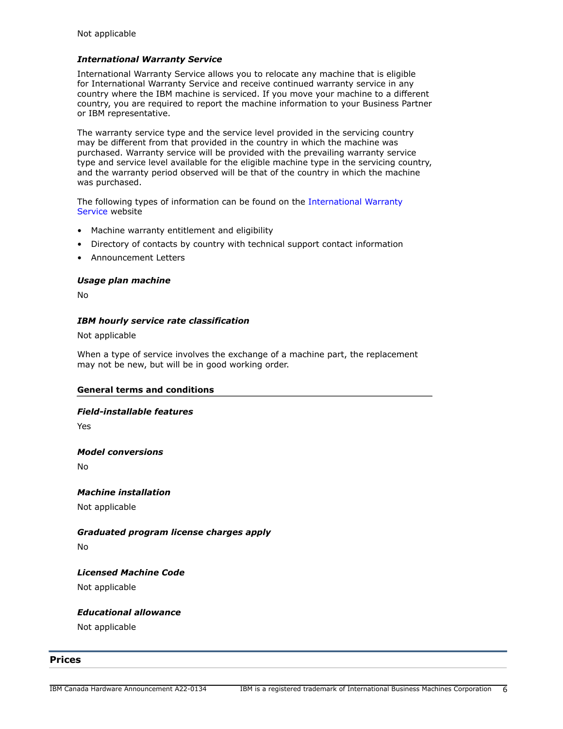Not applicable

### *International Warranty Service*

International Warranty Service allows you to relocate any machine that is eligible for International Warranty Service and receive continued warranty service in any country where the IBM machine is serviced. If you move your machine to a different country, you are required to report the machine information to your Business Partner or IBM representative.

The warranty service type and the service level provided in the servicing country may be different from that provided in the country in which the machine was purchased. Warranty service will be provided with the prevailing warranty service type and service level available for the eligible machine type in the servicing country, and the warranty period observed will be that of the country in which the machine was purchased.

The following types of information can be found on the International Warranty Service website

- Machine warranty entitlement and eligibility
- Directory of contacts by country with technical support contact information
- Announcement Letters

### *Usage plan machine*

No

### *IBM hourly service rate classification*

Not applicable

When a type of service involves the exchange of a machine part, the replacement may not be new, but will be in good working order.

## General terms and conditions

### *Field-installable features*

Yes

### *Model conversions*

No

### *Machine installation*

Not applicable

### *Graduated program license charges apply*

No

### *Licensed Machine Code*

Not applicable

### *Educational allowance*

Not applicable

# Prices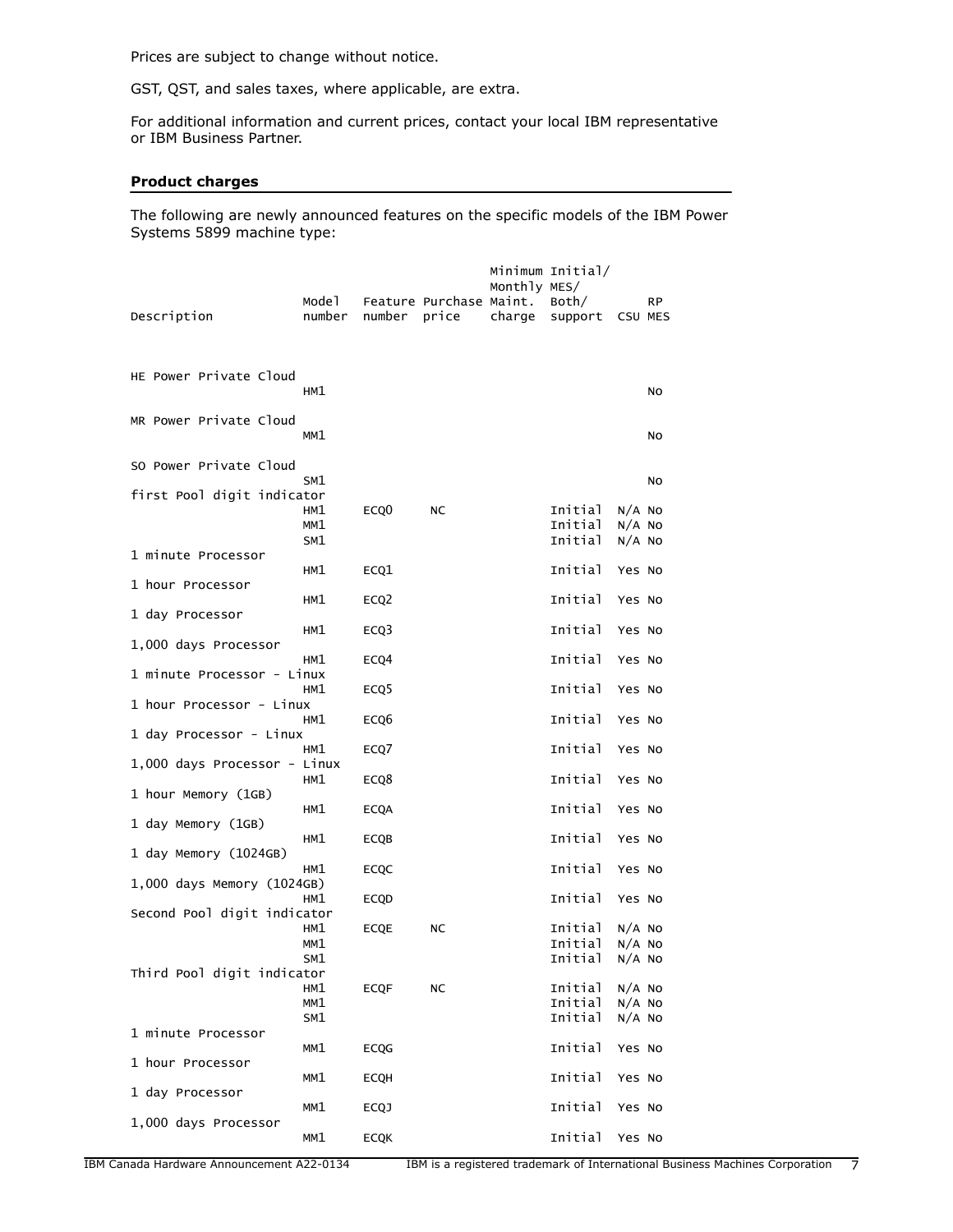Prices are subject to change without notice.

GST, QST, and sales taxes, where applicable, are extra.

For additional information and current prices, contact your local IBM representative or IBM Business Partner.

## Product charges

The following are newly announced features on the specific models of the IBM Power Systems 5899 machine type:

| Description | Model number | Feature number | Purchase price | Minimum Monthly Maint. charge | Initial/ MES/ Both/ support | CSU | RP MES |
|---|---|---|---|---|---|---|---|
| HE Power Private Cloud | HM1 | | | | | | No |
| MR Power Private Cloud | MM1 | | | | | | No |
| SO Power Private Cloud | SM1 | | | | | | No |
| first Pool digit indicator | HM1 | ECQ0 | NC | | Initial | N/A | No |
| | MM1 | | | | Initial | N/A | No |
| | SM1 | | | | Initial | N/A | No |
| 1 minute Processor | HM1 | ECQ1 | | | Initial | Yes | No |
| 1 hour Processor | HM1 | ECQ2 | | | Initial | Yes | No |
| 1 day Processor | HM1 | ECQ3 | | | Initial | Yes | No |
| 1,000 days Processor | HM1 | ECQ4 | | | Initial | Yes | No |
| 1 minute Processor - Linux | HM1 | ECQ5 | | | Initial | Yes | No |
| 1 hour Processor - Linux | HM1 | ECQ6 | | | Initial | Yes | No |
| 1 day Processor - Linux | HM1 | ECQ7 | | | Initial | Yes | No |
| 1,000 days Processor - Linux | HM1 | ECQ8 | | | Initial | Yes | No |
| 1 hour Memory (1GB) | HM1 | ECQA | | | Initial | Yes | No |
| 1 day Memory (1GB) | HM1 | ECQB | | | Initial | Yes | No |
| 1 day Memory (1024GB) | HM1 | ECQC | | | Initial | Yes | No |
| 1,000 days Memory (1024GB) | HM1 | ECQD | | | Initial | Yes | No |
| Second Pool digit indicator | HM1 | ECQE | NC | | Initial | N/A | No |
| | MM1 | | | | Initial | N/A | No |
| | SM1 | | | | Initial | N/A | No |
| Third Pool digit indicator | HM1 | ECQF | NC | | Initial | N/A | No |
| | MM1 | | | | Initial | N/A | No |
| | SM1 | | | | Initial | N/A | No |
| 1 minute Processor | MM1 | ECQG | | | Initial | Yes | No |
| 1 hour Processor | MM1 | ECQH | | | Initial | Yes | No |
| 1 day Processor | MM1 | ECQJ | | | Initial | Yes | No |
| 1,000 days Processor | MM1 | ECQK | | | Initial | Yes | No |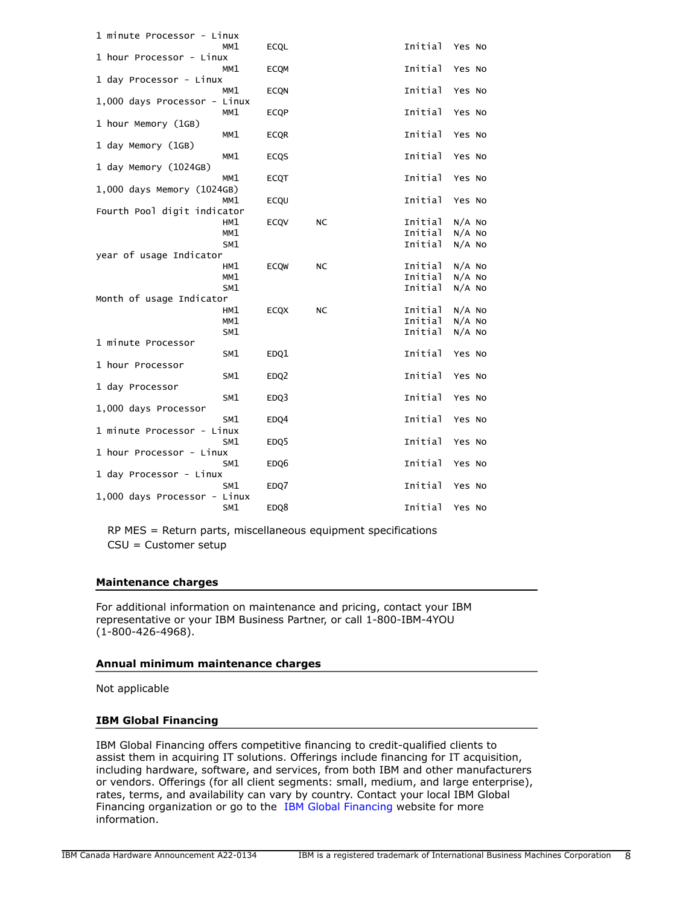```
1 minute Processor - Linux
                    MM1      ECQL                    Initial  Yes No
1 hour Processor - Linux
                    MM1      ECQM                    Initial  Yes No
1 day Processor - Linux
                    MM1      ECQN                    Initial  Yes No
1,000 days Processor - Linux
                    MM1      ECQP                    Initial  Yes No
1 hour Memory (1GB)
                    MM1      ECQR                    Initial  Yes No
1 day Memory (1GB)
                    MM1      ECQS                    Initial  Yes No
1 day Memory (1024GB)
                    MM1      ECQT                    Initial  Yes No
1,000 days Memory (1024GB)
                    MM1      ECQU                    Initial  Yes No
Fourth Pool digit indicator
                    HM1      ECQV     NC             Initial  N/A No
                    MM1                              Initial  N/A No
                    SM1                              Initial  N/A No
year of usage Indicator
                    HM1      ECQW     NC             Initial  N/A No
                    MM1                              Initial  N/A No
                    SM1                              Initial  N/A No
Month of usage Indicator
                    HM1      ECQX     NC             Initial  N/A No
                    MM1                              Initial  N/A No
                    SM1                              Initial  N/A No
1 minute Processor
                    SM1      EDQ1                    Initial  Yes No
1 hour Processor
                    SM1      EDQ2                    Initial  Yes No
1 day Processor
                    SM1      EDQ3                    Initial  Yes No
1,000 days Processor
                    SM1      EDQ4                    Initial  Yes No
1 minute Processor - Linux
                    SM1      EDQ5                    Initial  Yes No
1 hour Processor - Linux
                    SM1      EDQ6                    Initial  Yes No
1 day Processor - Linux
                    SM1      EDQ7                    Initial  Yes No
1,000 days Processor - Linux
                    SM1      EDQ8                    Initial  Yes No
```

RP MES = Return parts, miscellaneous equipment specifications
CSU = Customer setup

### Maintenance charges

For additional information on maintenance and pricing, contact your IBM representative or your IBM Business Partner, or call 1-800-IBM-4YOU (1-800-426-4968).

### Annual minimum maintenance charges

Not applicable

### IBM Global Financing

IBM Global Financing offers competitive financing to credit-qualified clients to assist them in acquiring IT solutions. Offerings include financing for IT acquisition, including hardware, software, and services, from both IBM and other manufacturers or vendors. Offerings (for all client segments: small, medium, and large enterprise), rates, terms, and availability can vary by country. Contact your local IBM Global Financing organization or go to the IBM Global Financing website for more information.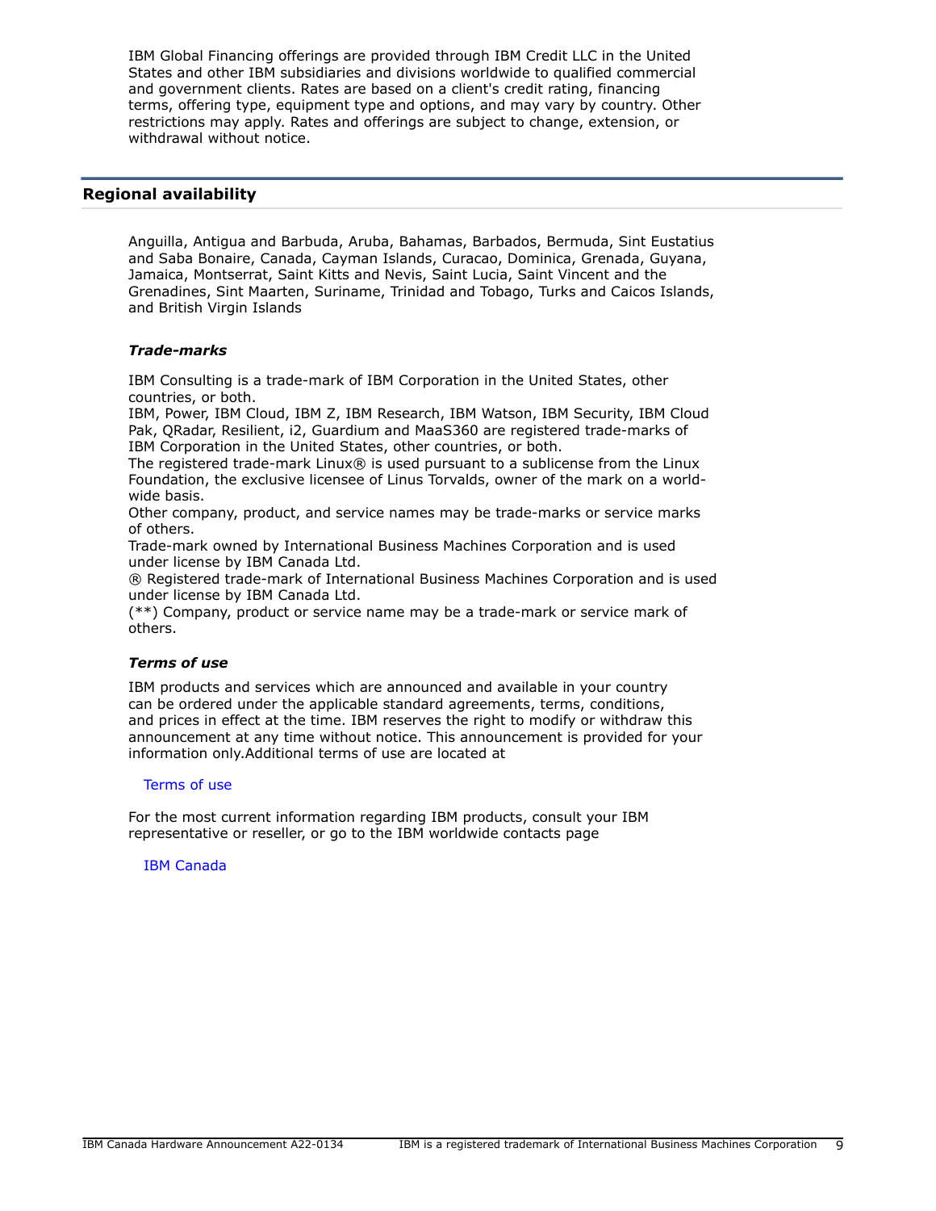IBM Global Financing offerings are provided through IBM Credit LLC in the United States and other IBM subsidiaries and divisions worldwide to qualified commercial and government clients. Rates are based on a client's credit rating, financing terms, offering type, equipment type and options, and may vary by country. Other restrictions may apply. Rates and offerings are subject to change, extension, or withdrawal without notice.

## Regional availability

Anguilla, Antigua and Barbuda, Aruba, Bahamas, Barbados, Bermuda, Sint Eustatius and Saba Bonaire, Canada, Cayman Islands, Curacao, Dominica, Grenada, Guyana, Jamaica, Montserrat, Saint Kitts and Nevis, Saint Lucia, Saint Vincent and the Grenadines, Sint Maarten, Suriname, Trinidad and Tobago, Turks and Caicos Islands, and British Virgin Islands

### *Trade-marks*

IBM Consulting is a trade-mark of IBM Corporation in the United States, other countries, or both.
IBM, Power, IBM Cloud, IBM Z, IBM Research, IBM Watson, IBM Security, IBM Cloud Pak, QRadar, Resilient, i2, Guardium and MaaS360 are registered trade-marks of IBM Corporation in the United States, other countries, or both.
The registered trade-mark Linux® is used pursuant to a sublicense from the Linux Foundation, the exclusive licensee of Linus Torvalds, owner of the mark on a world-wide basis.
Other company, product, and service names may be trade-marks or service marks of others.
Trade-mark owned by International Business Machines Corporation and is used under license by IBM Canada Ltd.
® Registered trade-mark of International Business Machines Corporation and is used under license by IBM Canada Ltd.
(**) Company, product or service name may be a trade-mark or service mark of others.

### *Terms of use*

IBM products and services which are announced and available in your country can be ordered under the applicable standard agreements, terms, conditions, and prices in effect at the time. IBM reserves the right to modify or withdraw this announcement at any time without notice. This announcement is provided for your information only.Additional terms of use are located at

Terms of use

For the most current information regarding IBM products, consult your IBM representative or reseller, or go to the IBM worldwide contacts page

IBM Canada